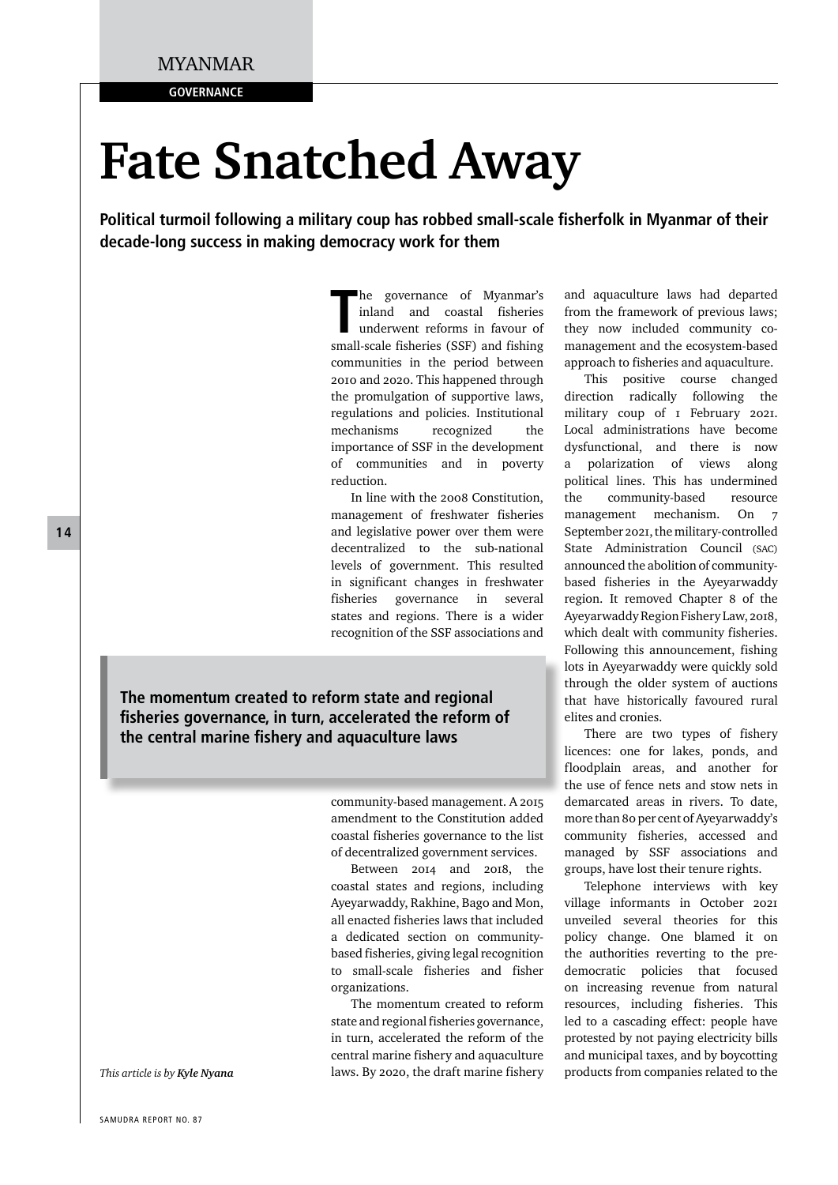MYANMAR

GOVERNANCE

# Fate Snatched Away

**Political turmoil following a military coup has robbed small-scale fisherfolk in Myanmar of their decade-long success in making democracy work for them**

The governance of Myanmar's inland and coastal fisheries underwent reforms in favour of small-scale fisheries (SSF) and fishing communities in the period between 2010 and 2020. This happened through the promulgation of supportive laws, regulations and policies. Institutional mechanisms recognized the importance of SSF in the development of communities and in poverty reduction.

In line with the 2008 Constitution, management of freshwater fisheries and legislative power over them were decentralized to the sub-national levels of government. This resulted in significant changes in freshwater fisheries governance in several states and regions. There is a wider recognition of the SSF associations and community-based management. A 2015 amendment to the Constitution added coastal fisheries governance to the list of decentralized government services.

Between 2014 and 2018, the coastal states and regions, including Ayeyarwaddy, Rakhine, Bago and Mon, all enacted fisheries laws that included a dedicated section on community-based fisheries, giving legal recognition to small-scale fisheries and fisher organizations.

The momentum created to reform state and regional fisheries governance, in turn, accelerated the reform of the central marine fishery and aquaculture laws. By 2020, the draft marine fishery and aquaculture laws had departed from the framework of previous laws; they now included community co-management and the ecosystem-based approach to fisheries and aquaculture.

> **The momentum created to reform state and regional fisheries governance, in turn, accelerated the reform of the central marine fishery and aquaculture laws**

This positive course changed direction radically following the military coup of 1 February 2021. Local administrations have become dysfunctional, and there is now a polarization of views along political lines. This has undermined the community-based resource management mechanism. On 7 September 2021, the military-controlled State Administration Council (SAC) announced the abolition of community-based fisheries in the Ayeyarwaddy region. It removed Chapter 8 of the Ayeyarwaddy Region Fishery Law, 2018, which dealt with community fisheries. Following this announcement, fishing lots in Ayeyarwaddy were quickly sold through the older system of auctions that have historically favoured rural elites and cronies.

There are two types of fishery licences: one for lakes, ponds, and floodplain areas, and another for the use of fence nets and stow nets in demarcated areas in rivers. To date, more than 80 per cent of Ayeyarwaddy's community fisheries, accessed and managed by SSF associations and groups, have lost their tenure rights.

Telephone interviews with key village informants in October 2021 unveiled several theories for this policy change. One blamed it on the authorities reverting to the pre-democratic policies that focused on increasing revenue from natural resources, including fisheries. This led to a cascading effect: people have protested by not paying electricity bills and municipal taxes, and by boycotting products from companies related to the

*This article is by **Kyle Nyana***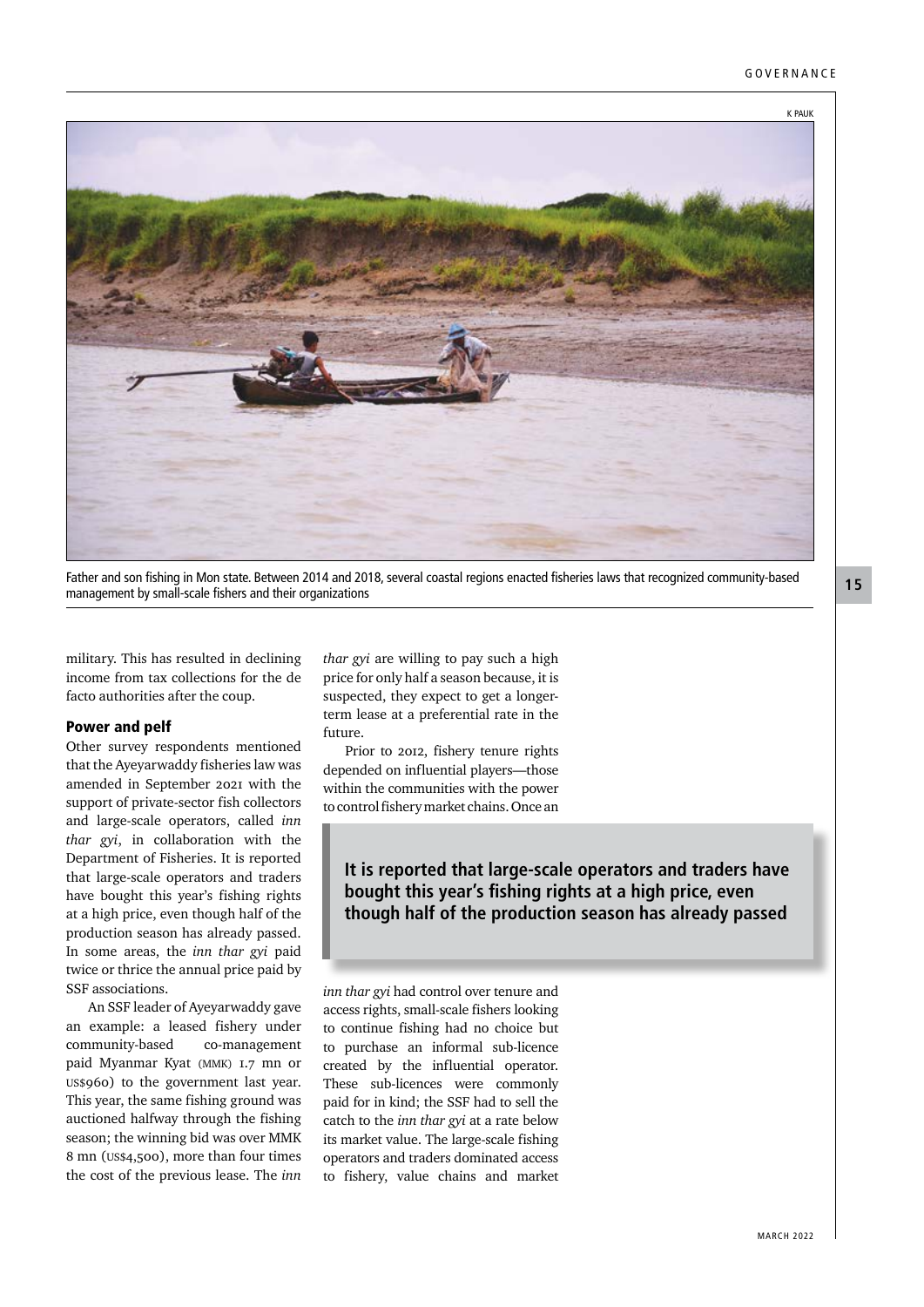Father and son fishing in Mon state. Between 2014 and 2018, several coastal regions enacted fisheries laws that recognized community-based management by small-scale fishers and their organizations

military. This has resulted in declining income from tax collections for the de facto authorities after the coup.

### Power and pelf

Other survey respondents mentioned that the Ayeyarwaddy fisheries law was amended in September 2021 with the support of private-sector fish collectors and large-scale operators, called *inn thar gyi*, in collaboration with the Department of Fisheries. It is reported that large-scale operators and traders have bought this year's fishing rights at a high price, even though half of the production season has already passed. In some areas, the *inn thar gyi* paid twice or thrice the annual price paid by SSF associations.

An SSF leader of Ayeyarwaddy gave an example: a leased fishery under community-based co-management paid Myanmar Kyat (MMK) 1.7 mn or US$960) to the government last year. This year, the same fishing ground was auctioned halfway through the fishing season; the winning bid was over MMK 8 mn (US$4,500), more than four times the cost of the previous lease. The *inn thar gyi* are willing to pay such a high price for only half a season because, it is suspected, they expect to get a longer-term lease at a preferential rate in the future.

Prior to 2012, fishery tenure rights depended on influential players—those within the communities with the power to control fishery market chains. Once an *inn thar gyi* had control over tenure and access rights, small-scale fishers looking to continue fishing had no choice but to purchase an informal sub-licence created by the influential operator. These sub-licences were commonly paid for in kind; the SSF had to sell the catch to the *inn thar gyi* at a rate below its market value. The large-scale fishing operators and traders dominated access to fishery, value chains and market

> **It is reported that large-scale operators and traders have bought this year's fishing rights at a high price, even though half of the production season has already passed**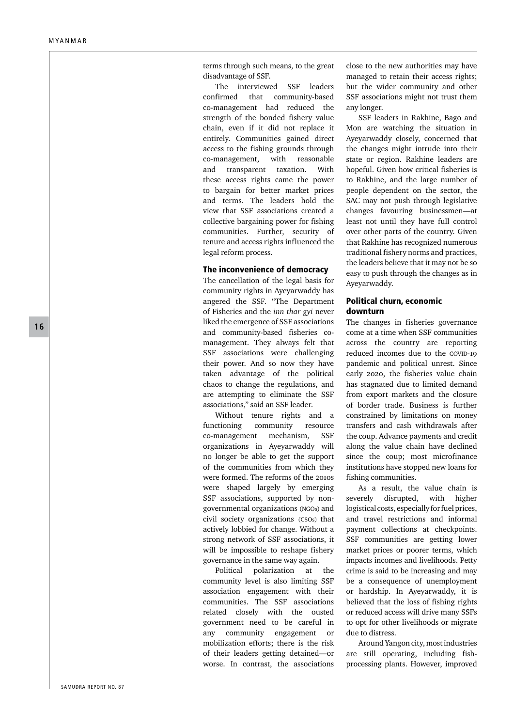terms through such means, to the great disadvantage of SSF.

The interviewed SSF leaders confirmed that community-based co-management had reduced the strength of the bonded fishery value chain, even if it did not replace it entirely. Communities gained direct access to the fishing grounds through co-management, with reasonable and transparent taxation. With these access rights came the power to bargain for better market prices and terms. The leaders hold the view that SSF associations created a collective bargaining power for fishing communities. Further, security of tenure and access rights influenced the legal reform process.

## The inconvenience of democracy

The cancellation of the legal basis for community rights in Ayeyarwaddy has angered the SSF. "The Department of Fisheries and the *inn thar gyi* never liked the emergence of SSF associations and community-based fisheries co-management. They always felt that SSF associations were challenging their power. And so now they have taken advantage of the political chaos to change the regulations, and are attempting to eliminate the SSF associations," said an SSF leader.

Without tenure rights and a functioning community resource co-management mechanism, SSF organizations in Ayeyarwaddy will no longer be able to get the support of the communities from which they were formed. The reforms of the 2010s were shaped largely by emerging SSF associations, supported by non-governmental organizations (NGOs) and civil society organizations (CSOs) that actively lobbied for change. Without a strong network of SSF associations, it will be impossible to reshape fishery governance in the same way again.

Political polarization at the community level is also limiting SSF association engagement with their communities. The SSF associations related closely with the ousted government need to be careful in any community engagement or mobilization efforts; there is the risk of their leaders getting detained—or worse. In contrast, the associations close to the new authorities may have managed to retain their access rights; but the wider community and other SSF associations might not trust them any longer.

SSF leaders in Rakhine, Bago and Mon are watching the situation in Ayeyarwaddy closely, concerned that the changes might intrude into their state or region. Rakhine leaders are hopeful. Given how critical fisheries is to Rakhine, and the large number of people dependent on the sector, the SAC may not push through legislative changes favouring businessmen—at least not until they have full control over other parts of the country. Given that Rakhine has recognized numerous traditional fishery norms and practices, the leaders believe that it may not be so easy to push through the changes as in Ayeyarwaddy.

## Political churn, economic downturn

The changes in fisheries governance come at a time when SSF communities across the country are reporting reduced incomes due to the COVID-19 pandemic and political unrest. Since early 2020, the fisheries value chain has stagnated due to limited demand from export markets and the closure of border trade. Business is further constrained by limitations on money transfers and cash withdrawals after the coup. Advance payments and credit along the value chain have declined since the coup; most microfinance institutions have stopped new loans for fishing communities.

As a result, the value chain is severely disrupted, with higher logistical costs, especially for fuel prices, and travel restrictions and informal payment collections at checkpoints. SSF communities are getting lower market prices or poorer terms, which impacts incomes and livelihoods. Petty crime is said to be increasing and may be a consequence of unemployment or hardship. In Ayeyarwaddy, it is believed that the loss of fishing rights or reduced access will drive many SSFs to opt for other livelihoods or migrate due to distress.

Around Yangon city, most industries are still operating, including fish-processing plants. However, improved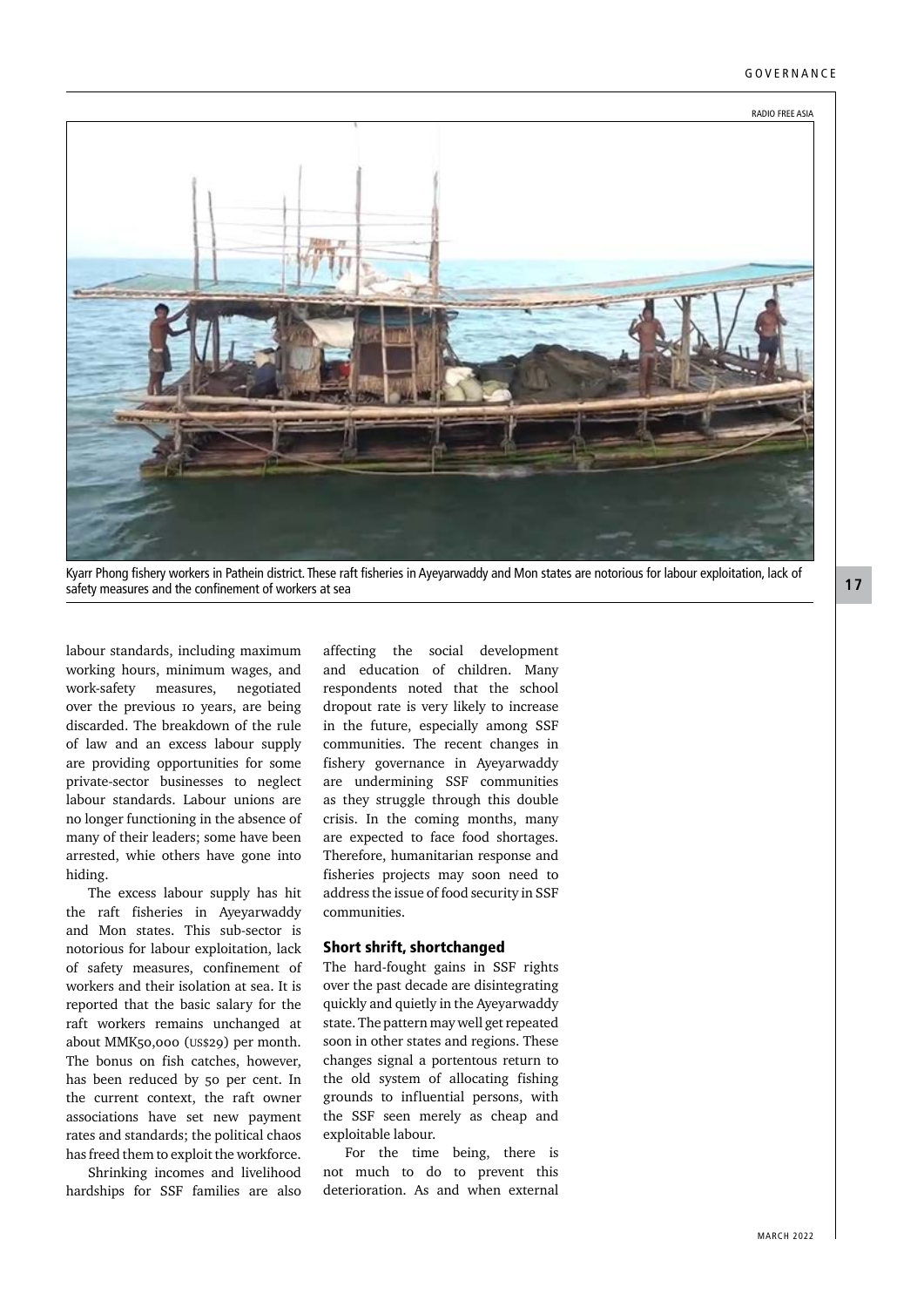RADIO FREE ASIA

Kyarr Phong fishery workers in Pathein district. These raft fisheries in Ayeyarwaddy and Mon states are notorious for labour exploitation, lack of safety measures and the confinement of workers at sea

labour standards, including maximum working hours, minimum wages, and work-safety measures, negotiated over the previous 10 years, are being discarded. The breakdown of the rule of law and an excess labour supply are providing opportunities for some private-sector businesses to neglect labour standards. Labour unions are no longer functioning in the absence of many of their leaders; some have been arrested, whie others have gone into hiding.

The excess labour supply has hit the raft fisheries in Ayeyarwaddy and Mon states. This sub-sector is notorious for labour exploitation, lack of safety measures, confinement of workers and their isolation at sea. It is reported that the basic salary for the raft workers remains unchanged at about MMK50,000 (US$29) per month. The bonus on fish catches, however, has been reduced by 50 per cent. In the current context, the raft owner associations have set new payment rates and standards; the political chaos has freed them to exploit the workforce.

Shrinking incomes and livelihood hardships for SSF families are also affecting the social development and education of children. Many respondents noted that the school dropout rate is very likely to increase in the future, especially among SSF communities. The recent changes in fishery governance in Ayeyarwaddy are undermining SSF communities as they struggle through this double crisis. In the coming months, many are expected to face food shortages. Therefore, humanitarian response and fisheries projects may soon need to address the issue of food security in SSF communities.

### Short shrift, shortchanged

The hard-fought gains in SSF rights over the past decade are disintegrating quickly and quietly in the Ayeyarwaddy state. The pattern may well get repeated soon in other states and regions. These changes signal a portentous return to the old system of allocating fishing grounds to influential persons, with the SSF seen merely as cheap and exploitable labour.

For the time being, there is not much to do to prevent this deterioration. As and when external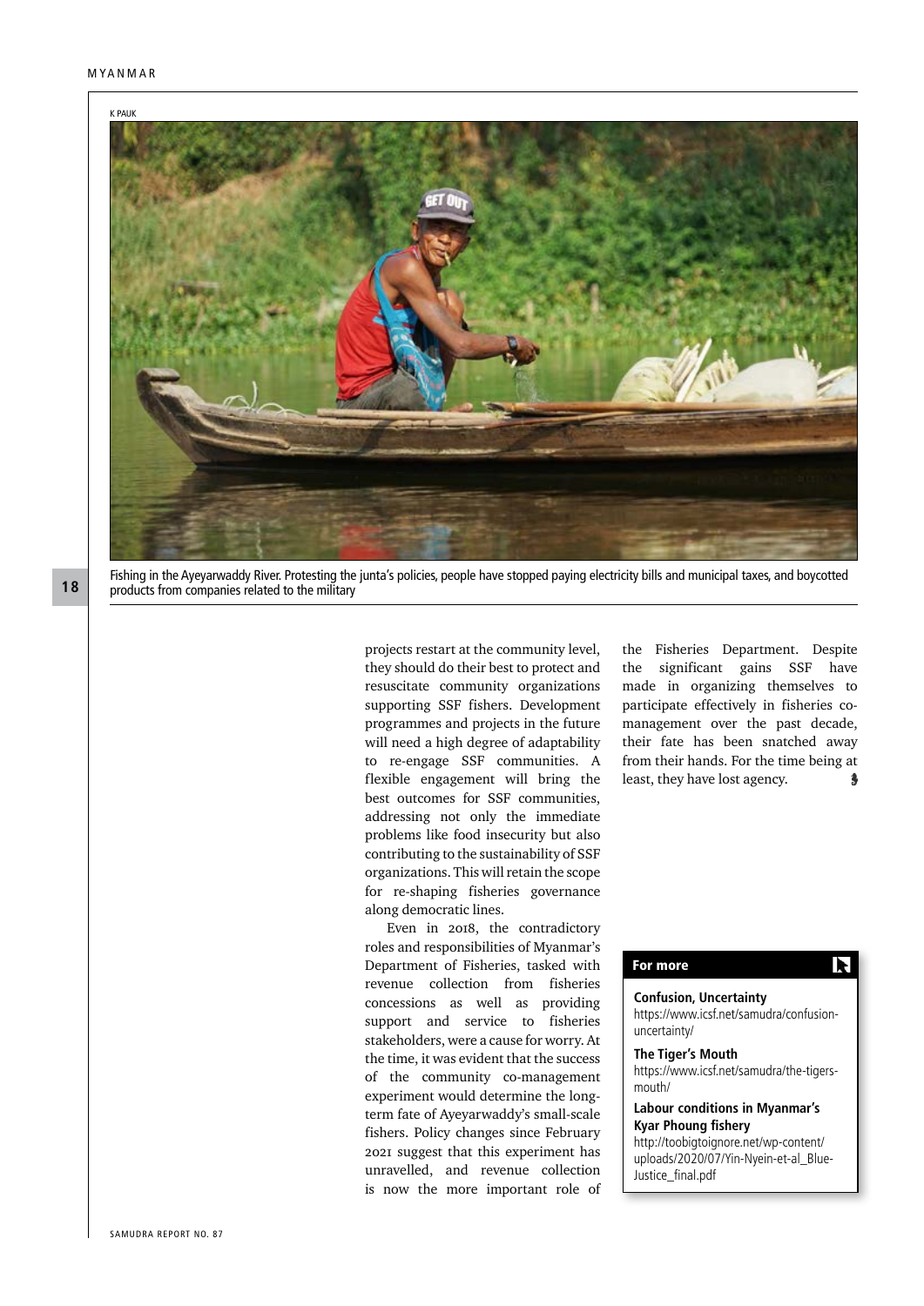K PAUK

Fishing in the Ayeyarwaddy River. Protesting the junta's policies, people have stopped paying electricity bills and municipal taxes, and boycotted products from companies related to the military

projects restart at the community level, they should do their best to protect and resuscitate community organizations supporting SSF fishers. Development programmes and projects in the future will need a high degree of adaptability to re-engage SSF communities. A flexible engagement will bring the best outcomes for SSF communities, addressing not only the immediate problems like food insecurity but also contributing to the sustainability of SSF organizations. This will retain the scope for re-shaping fisheries governance along democratic lines.

Even in 2018, the contradictory roles and responsibilities of Myanmar's Department of Fisheries, tasked with revenue collection from fisheries concessions as well as providing support and service to fisheries stakeholders, were a cause for worry. At the time, it was evident that the success of the community co-management experiment would determine the long-term fate of Ayeyarwaddy's small-scale fishers. Policy changes since February 2021 suggest that this experiment has unravelled, and revenue collection is now the more important role of the Fisheries Department. Despite the significant gains SSF have made in organizing themselves to participate effectively in fisheries co-management over the past decade, their fate has been snatched away from their hands. For the time being at least, they have lost agency.

## For more

**Confusion, Uncertainty**
https://www.icsf.net/samudra/confusion-uncertainty/

**The Tiger's Mouth**
https://www.icsf.net/samudra/the-tigers-mouth/

**Labour conditions in Myanmar's Kyar Phoung fishery**
http://toobigtoignore.net/wp-content/uploads/2020/07/Yin-Nyein-et-al_Blue-Justice_final.pdf